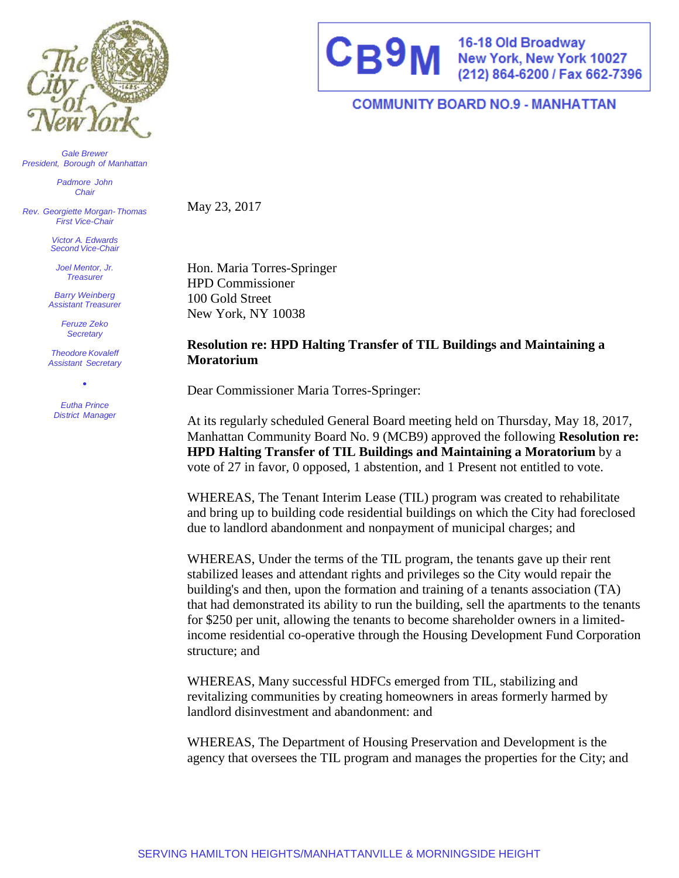CB9M

16-18 Old Broadway
New York, New York 10027
(212) 864-6200 / Fax 662-7396

COMMUNITY BOARD NO.9 - MANHATTAN

*Gale Brewer*
*President, Borough of Manhattan*

*Padmore John*
*Chair*

*Rev. Georgiette Morgan-Thomas*
*First Vice-Chair*

*Victor A. Edwards*
*Second Vice-Chair*

*Joel Mentor, Jr.*
*Treasurer*

*Barry Weinberg*
*Assistant Treasurer*

*Feruze Zeko*
*Secretary*

*Theodore Kovaleff*
*Assistant Secretary*

*Eutha Prince*
*District Manager*

May 23, 2017

Hon. Maria Torres-Springer
HPD Commissioner
100 Gold Street
New York, NY 10038

**Resolution re: HPD Halting Transfer of TIL Buildings and Maintaining a Moratorium**

Dear Commissioner Maria Torres-Springer:

At its regularly scheduled General Board meeting held on Thursday, May 18, 2017, Manhattan Community Board No. 9 (MCB9) approved the following **Resolution re: HPD Halting Transfer of TIL Buildings and Maintaining a Moratorium** by a vote of 27 in favor, 0 opposed, 1 abstention, and 1 Present not entitled to vote.

WHEREAS, The Tenant Interim Lease (TIL) program was created to rehabilitate and bring up to building code residential buildings on which the City had foreclosed due to landlord abandonment and nonpayment of municipal charges; and

WHEREAS, Under the terms of the TIL program, the tenants gave up their rent stabilized leases and attendant rights and privileges so the City would repair the building's and then, upon the formation and training of a tenants association (TA) that had demonstrated its ability to run the building, sell the apartments to the tenants for $250 per unit, allowing the tenants to become shareholder owners in a limited-income residential co-operative through the Housing Development Fund Corporation structure; and

WHEREAS, Many successful HDFCs emerged from TIL, stabilizing and revitalizing communities by creating homeowners in areas formerly harmed by landlord disinvestment and abandonment: and

WHEREAS, The Department of Housing Preservation and Development is the agency that oversees the TIL program and manages the properties for the City; and

SERVING HAMILTON HEIGHTS/MANHATTANVILLE & MORNINGSIDE HEIGHT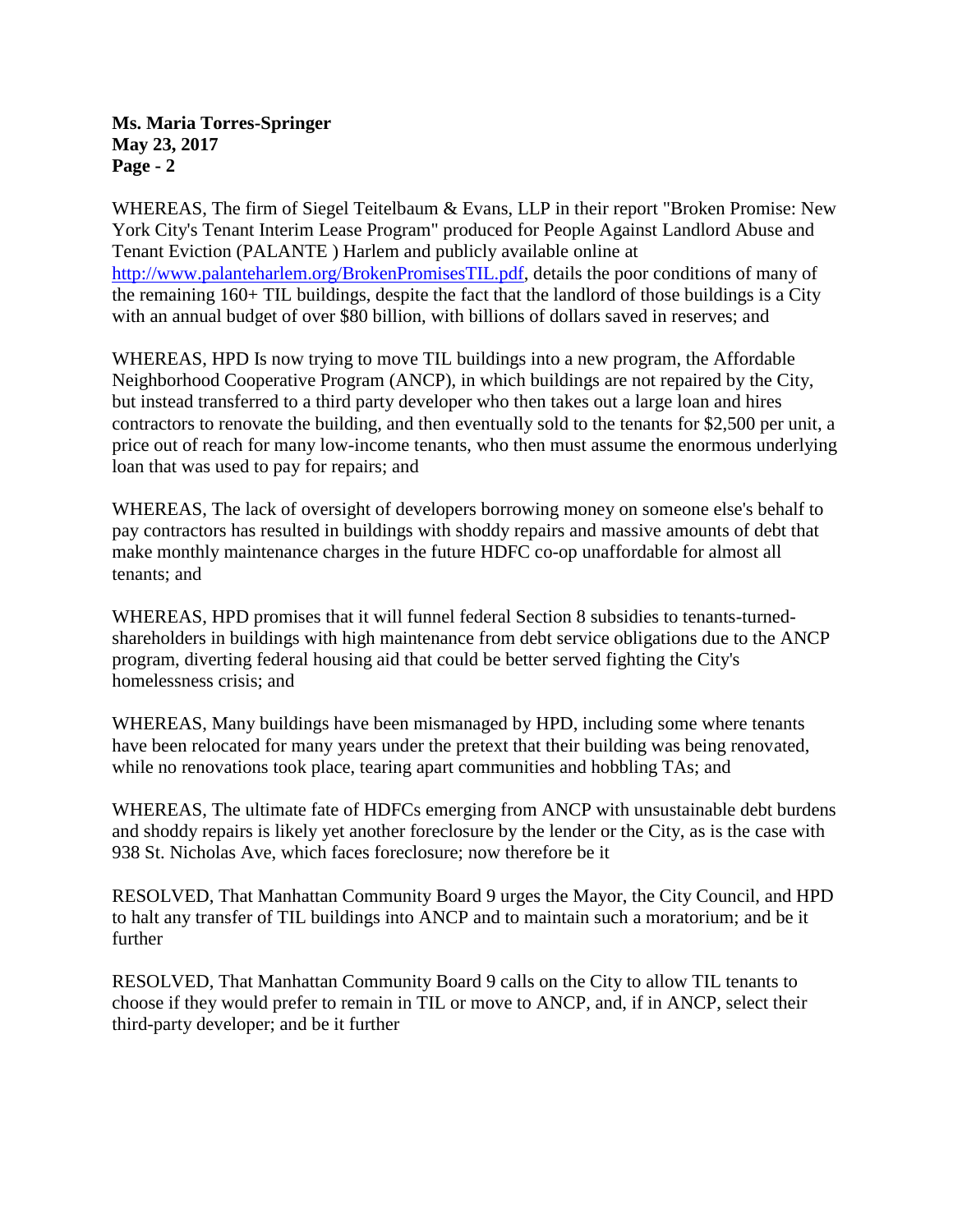WHEREAS, The firm of Siegel Teitelbaum & Evans, LLP in their report "Broken Promise: New York City's Tenant Interim Lease Program" produced for People Against Landlord Abuse and Tenant Eviction (PALANTE ) Harlem and publicly available online at http://www.palanteharlem.org/BrokenPromisesTIL.pdf, details the poor conditions of many of the remaining 160+ TIL buildings, despite the fact that the landlord of those buildings is a City with an annual budget of over $80 billion, with billions of dollars saved in reserves; and

WHEREAS, HPD Is now trying to move TIL buildings into a new program, the Affordable Neighborhood Cooperative Program (ANCP), in which buildings are not repaired by the City, but instead transferred to a third party developer who then takes out a large loan and hires contractors to renovate the building, and then eventually sold to the tenants for $2,500 per unit, a price out of reach for many low-income tenants, who then must assume the enormous underlying loan that was used to pay for repairs; and

WHEREAS, The lack of oversight of developers borrowing money on someone else's behalf to pay contractors has resulted in buildings with shoddy repairs and massive amounts of debt that make monthly maintenance charges in the future HDFC co-op unaffordable for almost all tenants; and

WHEREAS, HPD promises that it will funnel federal Section 8 subsidies to tenants-turned-shareholders in buildings with high maintenance from debt service obligations due to the ANCP program, diverting federal housing aid that could be better served fighting the City's homelessness crisis; and

WHEREAS, Many buildings have been mismanaged by HPD, including some where tenants have been relocated for many years under the pretext that their building was being renovated, while no renovations took place, tearing apart communities and hobbling TAs; and

WHEREAS, The ultimate fate of HDFCs emerging from ANCP with unsustainable debt burdens and shoddy repairs is likely yet another foreclosure by the lender or the City, as is the case with 938 St. Nicholas Ave, which faces foreclosure; now therefore be it

RESOLVED, That Manhattan Community Board 9 urges the Mayor, the City Council, and HPD to halt any transfer of TIL buildings into ANCP and to maintain such a moratorium; and be it further

RESOLVED, That Manhattan Community Board 9 calls on the City to allow TIL tenants to choose if they would prefer to remain in TIL or move to ANCP, and, if in ANCP, select their third-party developer; and be it further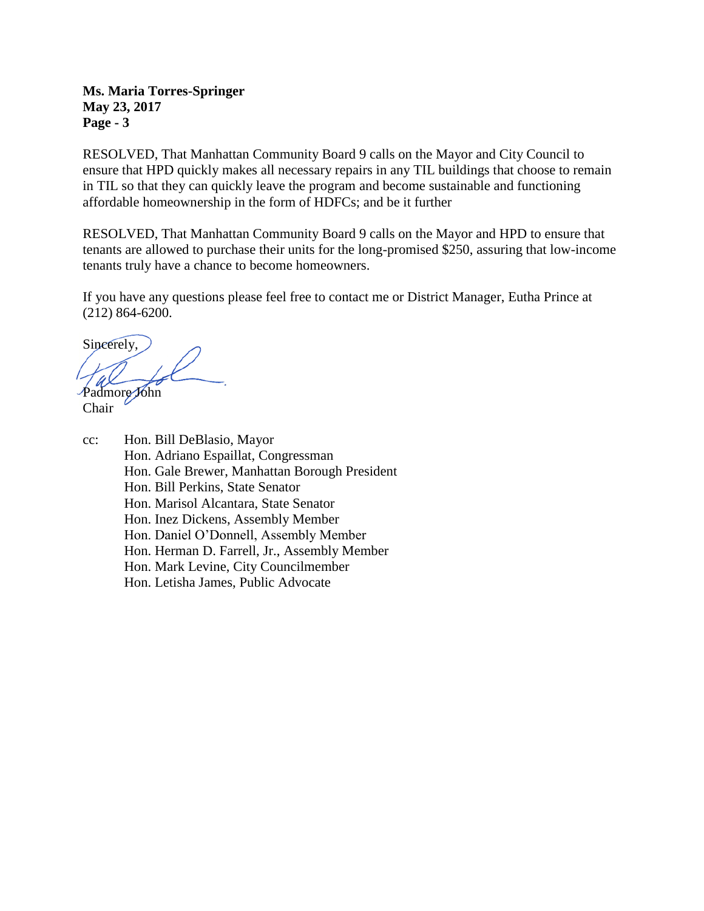RESOLVED, That Manhattan Community Board 9 calls on the Mayor and City Council to ensure that HPD quickly makes all necessary repairs in any TIL buildings that choose to remain in TIL so that they can quickly leave the program and become sustainable and functioning affordable homeownership in the form of HDFCs; and be it further

RESOLVED, That Manhattan Community Board 9 calls on the Mayor and HPD to ensure that tenants are allowed to purchase their units for the long-promised $250, assuring that low-income tenants truly have a chance to become homeowners.

If you have any questions please feel free to contact me or District Manager, Eutha Prince at (212) 864-6200.

Sincerely,

Padmore John
Chair

cc: Hon. Bill DeBlasio, Mayor
Hon. Adriano Espaillat, Congressman
Hon. Gale Brewer, Manhattan Borough President
Hon. Bill Perkins, State Senator
Hon. Marisol Alcantara, State Senator
Hon. Inez Dickens, Assembly Member
Hon. Daniel O'Donnell, Assembly Member
Hon. Herman D. Farrell, Jr., Assembly Member
Hon. Mark Levine, City Councilmember
Hon. Letisha James, Public Advocate